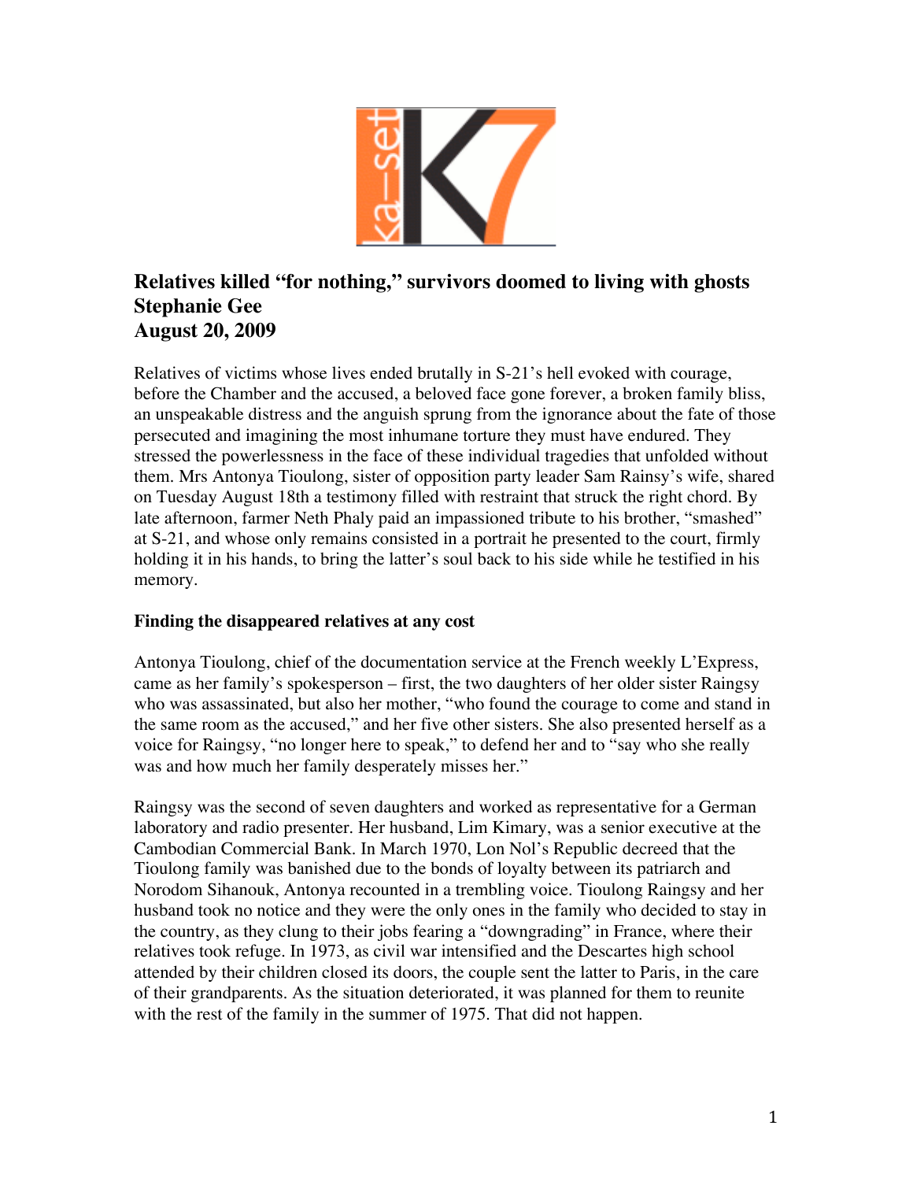# Relatives killed "for nothing," survivors doomed to living with ghosts

**Stephanie Gee**

**August 20, 2009**

Relatives of victims whose lives ended brutally in S-21's hell evoked with courage, before the Chamber and the accused, a beloved face gone forever, a broken family bliss, an unspeakable distress and the anguish sprung from the ignorance about the fate of those persecuted and imagining the most inhumane torture they must have endured. They stressed the powerlessness in the face of these individual tragedies that unfolded without them. Mrs Antonya Tioulong, sister of opposition party leader Sam Rainsy's wife, shared on Tuesday August 18th a testimony filled with restraint that struck the right chord. By late afternoon, farmer Neth Phaly paid an impassioned tribute to his brother, "smashed" at S-21, and whose only remains consisted in a portrait he presented to the court, firmly holding it in his hands, to bring the latter's soul back to his side while he testified in his memory.

## Finding the disappeared relatives at any cost

Antonya Tioulong, chief of the documentation service at the French weekly L'Express, came as her family's spokesperson – first, the two daughters of her older sister Raingsy who was assassinated, but also her mother, "who found the courage to come and stand in the same room as the accused," and her five other sisters. She also presented herself as a voice for Raingsy, "no longer here to speak," to defend her and to "say who she really was and how much her family desperately misses her."

Raingsy was the second of seven daughters and worked as representative for a German laboratory and radio presenter. Her husband, Lim Kimary, was a senior executive at the Cambodian Commercial Bank. In March 1970, Lon Nol's Republic decreed that the Tioulong family was banished due to the bonds of loyalty between its patriarch and Norodom Sihanouk, Antonya recounted in a trembling voice. Tioulong Raingsy and her husband took no notice and they were the only ones in the family who decided to stay in the country, as they clung to their jobs fearing a "downgrading" in France, where their relatives took refuge. In 1973, as civil war intensified and the Descartes high school attended by their children closed its doors, the couple sent the latter to Paris, in the care of their grandparents. As the situation deteriorated, it was planned for them to reunite with the rest of the family in the summer of 1975. That did not happen.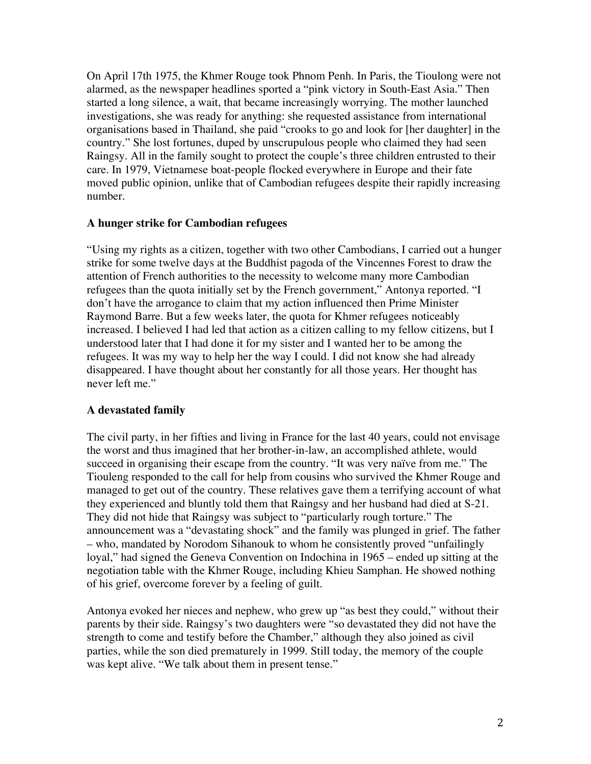On April 17th 1975, the Khmer Rouge took Phnom Penh. In Paris, the Tioulong were not alarmed, as the newspaper headlines sported a "pink victory in South-East Asia." Then started a long silence, a wait, that became increasingly worrying. The mother launched investigations, she was ready for anything: she requested assistance from international organisations based in Thailand, she paid "crooks to go and look for [her daughter] in the country." She lost fortunes, duped by unscrupulous people who claimed they had seen Raingsy. All in the family sought to protect the couple's three children entrusted to their care. In 1979, Vietnamese boat-people flocked everywhere in Europe and their fate moved public opinion, unlike that of Cambodian refugees despite their rapidly increasing number.

**A hunger strike for Cambodian refugees**

"Using my rights as a citizen, together with two other Cambodians, I carried out a hunger strike for some twelve days at the Buddhist pagoda of the Vincennes Forest to draw the attention of French authorities to the necessity to welcome many more Cambodian refugees than the quota initially set by the French government," Antonya reported. "I don't have the arrogance to claim that my action influenced then Prime Minister Raymond Barre. But a few weeks later, the quota for Khmer refugees noticeably increased. I believed I had led that action as a citizen calling to my fellow citizens, but I understood later that I had done it for my sister and I wanted her to be among the refugees. It was my way to help her the way I could. I did not know she had already disappeared. I have thought about her constantly for all those years. Her thought has never left me."

**A devastated family**

The civil party, in her fifties and living in France for the last 40 years, could not envisage the worst and thus imagined that her brother-in-law, an accomplished athlete, would succeed in organising their escape from the country. "It was very naïve from me." The Tiouleng responded to the call for help from cousins who survived the Khmer Rouge and managed to get out of the country. These relatives gave them a terrifying account of what they experienced and bluntly told them that Raingsy and her husband had died at S-21. They did not hide that Raingsy was subject to "particularly rough torture." The announcement was a "devastating shock" and the family was plunged in grief. The father – who, mandated by Norodom Sihanouk to whom he consistently proved "unfailingly loyal," had signed the Geneva Convention on Indochina in 1965 – ended up sitting at the negotiation table with the Khmer Rouge, including Khieu Samphan. He showed nothing of his grief, overcome forever by a feeling of guilt.

Antonya evoked her nieces and nephew, who grew up "as best they could," without their parents by their side. Raingsy's two daughters were "so devastated they did not have the strength to come and testify before the Chamber," although they also joined as civil parties, while the son died prematurely in 1999. Still today, the memory of the couple was kept alive. "We talk about them in present tense."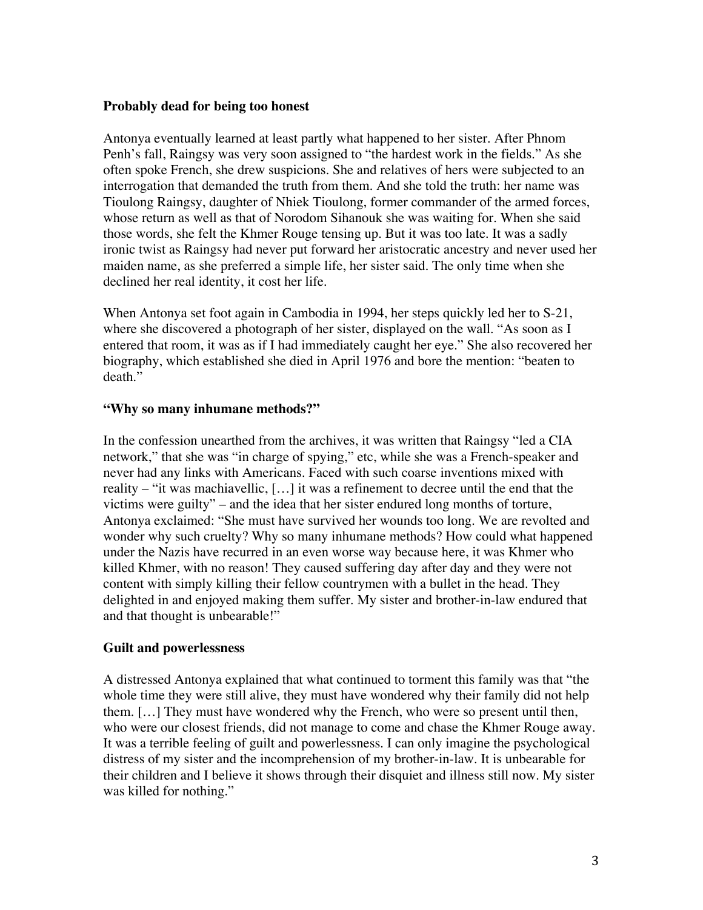**Probably dead for being too honest**

Antonya eventually learned at least partly what happened to her sister. After Phnom Penh's fall, Raingsy was very soon assigned to "the hardest work in the fields." As she often spoke French, she drew suspicions. She and relatives of hers were subjected to an interrogation that demanded the truth from them. And she told the truth: her name was Tioulong Raingsy, daughter of Nhiek Tioulong, former commander of the armed forces, whose return as well as that of Norodom Sihanouk she was waiting for. When she said those words, she felt the Khmer Rouge tensing up. But it was too late. It was a sadly ironic twist as Raingsy had never put forward her aristocratic ancestry and never used her maiden name, as she preferred a simple life, her sister said. The only time when she declined her real identity, it cost her life.

When Antonya set foot again in Cambodia in 1994, her steps quickly led her to S-21, where she discovered a photograph of her sister, displayed on the wall. "As soon as I entered that room, it was as if I had immediately caught her eye." She also recovered her biography, which established she died in April 1976 and bore the mention: "beaten to death."

**"Why so many inhumane methods?"**

In the confession unearthed from the archives, it was written that Raingsy "led a CIA network," that she was "in charge of spying," etc, while she was a French-speaker and never had any links with Americans. Faced with such coarse inventions mixed with reality – "it was machiavellic, […] it was a refinement to decree until the end that the victims were guilty" – and the idea that her sister endured long months of torture, Antonya exclaimed: "She must have survived her wounds too long. We are revolted and wonder why such cruelty? Why so many inhumane methods? How could what happened under the Nazis have recurred in an even worse way because here, it was Khmer who killed Khmer, with no reason! They caused suffering day after day and they were not content with simply killing their fellow countrymen with a bullet in the head. They delighted in and enjoyed making them suffer. My sister and brother-in-law endured that and that thought is unbearable!"

**Guilt and powerlessness**

A distressed Antonya explained that what continued to torment this family was that "the whole time they were still alive, they must have wondered why their family did not help them. […] They must have wondered why the French, who were so present until then, who were our closest friends, did not manage to come and chase the Khmer Rouge away. It was a terrible feeling of guilt and powerlessness. I can only imagine the psychological distress of my sister and the incomprehension of my brother-in-law. It is unbearable for their children and I believe it shows through their disquiet and illness still now. My sister was killed for nothing."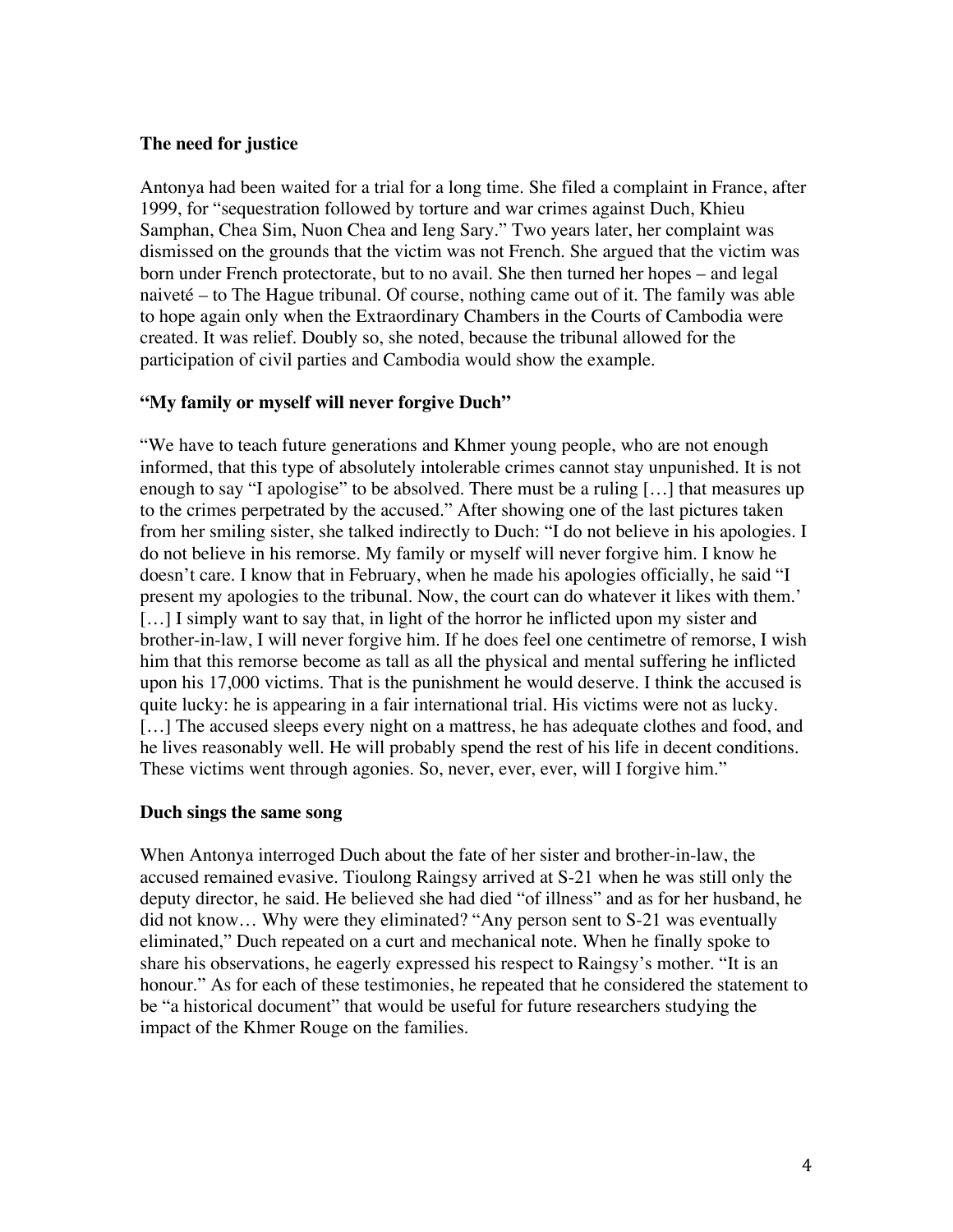**The need for justice**

Antonya had been waited for a trial for a long time. She filed a complaint in France, after 1999, for "sequestration followed by torture and war crimes against Duch, Khieu Samphan, Chea Sim, Nuon Chea and Ieng Sary." Two years later, her complaint was dismissed on the grounds that the victim was not French. She argued that the victim was born under French protectorate, but to no avail. She then turned her hopes – and legal naiveté – to The Hague tribunal. Of course, nothing came out of it. The family was able to hope again only when the Extraordinary Chambers in the Courts of Cambodia were created. It was relief. Doubly so, she noted, because the tribunal allowed for the participation of civil parties and Cambodia would show the example.

**"My family or myself will never forgive Duch"**

"We have to teach future generations and Khmer young people, who are not enough informed, that this type of absolutely intolerable crimes cannot stay unpunished. It is not enough to say "I apologise" to be absolved. There must be a ruling […] that measures up to the crimes perpetrated by the accused." After showing one of the last pictures taken from her smiling sister, she talked indirectly to Duch: "I do not believe in his apologies. I do not believe in his remorse. My family or myself will never forgive him. I know he doesn't care. I know that in February, when he made his apologies officially, he said "I present my apologies to the tribunal. Now, the court can do whatever it likes with them.' […] I simply want to say that, in light of the horror he inflicted upon my sister and brother-in-law, I will never forgive him. If he does feel one centimetre of remorse, I wish him that this remorse become as tall as all the physical and mental suffering he inflicted upon his 17,000 victims. That is the punishment he would deserve. I think the accused is quite lucky: he is appearing in a fair international trial. His victims were not as lucky. […] The accused sleeps every night on a mattress, he has adequate clothes and food, and he lives reasonably well. He will probably spend the rest of his life in decent conditions. These victims went through agonies. So, never, ever, ever, will I forgive him."

**Duch sings the same song**

When Antonya interroged Duch about the fate of her sister and brother-in-law, the accused remained evasive. Tioulong Raingsy arrived at S-21 when he was still only the deputy director, he said. He believed she had died "of illness" and as for her husband, he did not know… Why were they eliminated? "Any person sent to S-21 was eventually eliminated," Duch repeated on a curt and mechanical note. When he finally spoke to share his observations, he eagerly expressed his respect to Raingsy's mother. "It is an honour." As for each of these testimonies, he repeated that he considered the statement to be "a historical document" that would be useful for future researchers studying the impact of the Khmer Rouge on the families.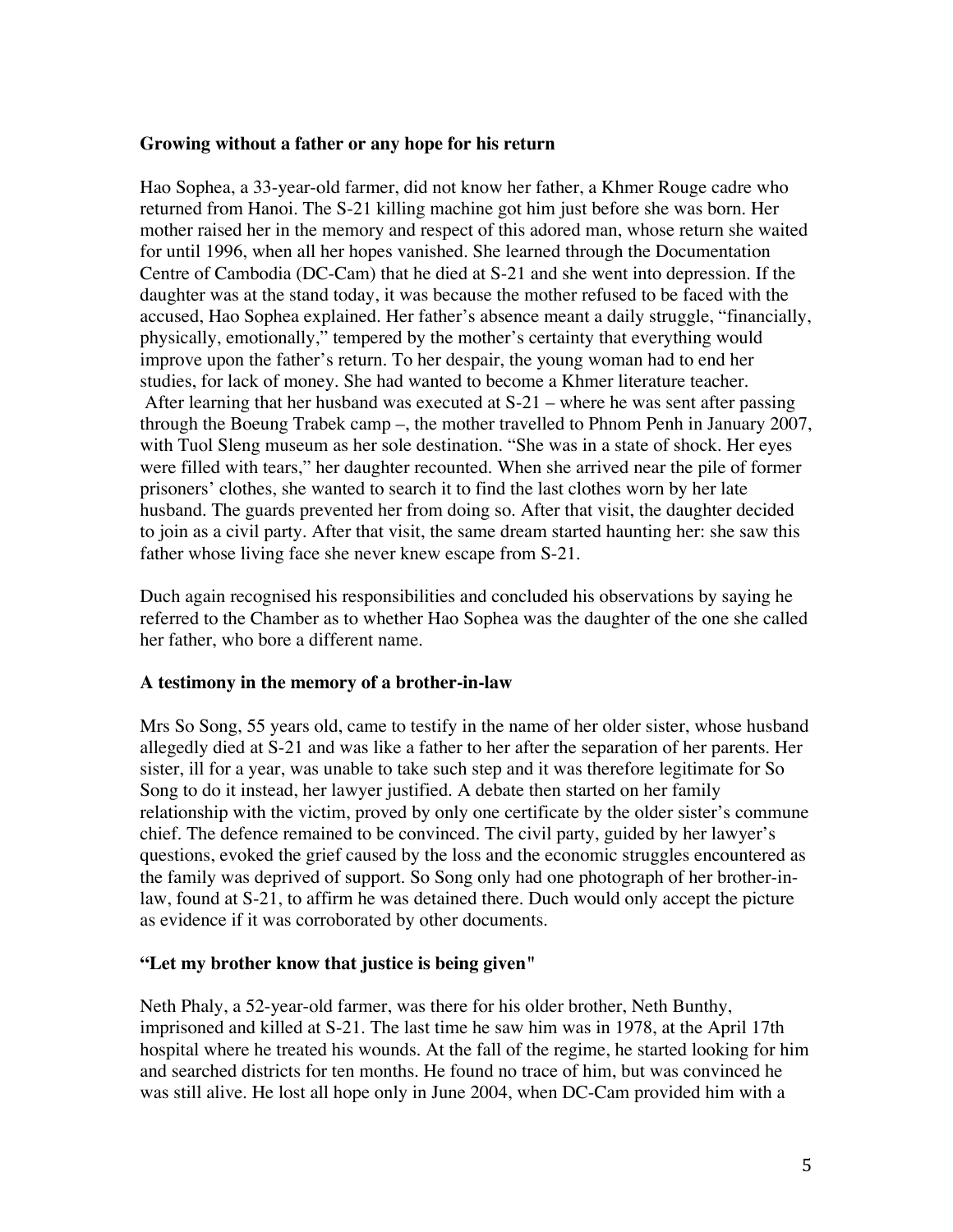**Growing without a father or any hope for his return**

Hao Sophea, a 33-year-old farmer, did not know her father, a Khmer Rouge cadre who returned from Hanoi. The S-21 killing machine got him just before she was born. Her mother raised her in the memory and respect of this adored man, whose return she waited for until 1996, when all her hopes vanished. She learned through the Documentation Centre of Cambodia (DC-Cam) that he died at S-21 and she went into depression. If the daughter was at the stand today, it was because the mother refused to be faced with the accused, Hao Sophea explained. Her father's absence meant a daily struggle, "financially, physically, emotionally," tempered by the mother's certainty that everything would improve upon the father's return. To her despair, the young woman had to end her studies, for lack of money. She had wanted to become a Khmer literature teacher. After learning that her husband was executed at S-21 – where he was sent after passing through the Boeung Trabek camp –, the mother travelled to Phnom Penh in January 2007, with Tuol Sleng museum as her sole destination. "She was in a state of shock. Her eyes were filled with tears," her daughter recounted. When she arrived near the pile of former prisoners' clothes, she wanted to search it to find the last clothes worn by her late husband. The guards prevented her from doing so. After that visit, the daughter decided to join as a civil party. After that visit, the same dream started haunting her: she saw this father whose living face she never knew escape from S-21.

Duch again recognised his responsibilities and concluded his observations by saying he referred to the Chamber as to whether Hao Sophea was the daughter of the one she called her father, who bore a different name.

**A testimony in the memory of a brother-in-law**

Mrs So Song, 55 years old, came to testify in the name of her older sister, whose husband allegedly died at S-21 and was like a father to her after the separation of her parents. Her sister, ill for a year, was unable to take such step and it was therefore legitimate for So Song to do it instead, her lawyer justified. A debate then started on her family relationship with the victim, proved by only one certificate by the older sister's commune chief. The defence remained to be convinced. The civil party, guided by her lawyer's questions, evoked the grief caused by the loss and the economic struggles encountered as the family was deprived of support. So Song only had one photograph of her brother-in-law, found at S-21, to affirm he was detained there. Duch would only accept the picture as evidence if it was corroborated by other documents.

**"Let my brother know that justice is being given"**

Neth Phaly, a 52-year-old farmer, was there for his older brother, Neth Bunthy, imprisoned and killed at S-21. The last time he saw him was in 1978, at the April 17th hospital where he treated his wounds. At the fall of the regime, he started looking for him and searched districts for ten months. He found no trace of him, but was convinced he was still alive. He lost all hope only in June 2004, when DC-Cam provided him with a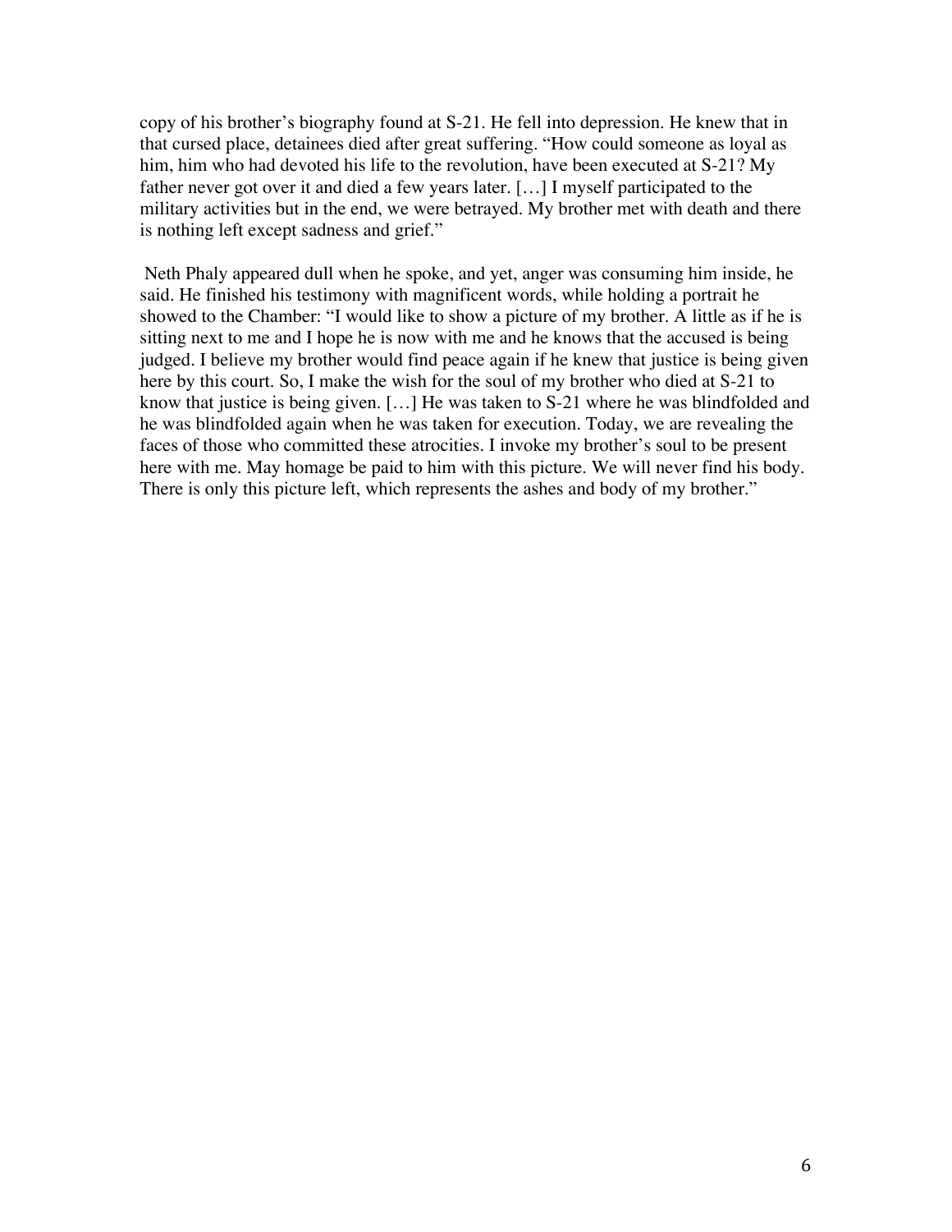copy of his brother's biography found at S-21. He fell into depression. He knew that in that cursed place, detainees died after great suffering. "How could someone as loyal as him, him who had devoted his life to the revolution, have been executed at S-21? My father never got over it and died a few years later. […] I myself participated to the military activities but in the end, we were betrayed. My brother met with death and there is nothing left except sadness and grief."

Neth Phaly appeared dull when he spoke, and yet, anger was consuming him inside, he said. He finished his testimony with magnificent words, while holding a portrait he showed to the Chamber: "I would like to show a picture of my brother. A little as if he is sitting next to me and I hope he is now with me and he knows that the accused is being judged. I believe my brother would find peace again if he knew that justice is being given here by this court. So, I make the wish for the soul of my brother who died at S-21 to know that justice is being given. […] He was taken to S-21 where he was blindfolded and he was blindfolded again when he was taken for execution. Today, we are revealing the faces of those who committed these atrocities. I invoke my brother's soul to be present here with me. May homage be paid to him with this picture. We will never find his body. There is only this picture left, which represents the ashes and body of my brother."